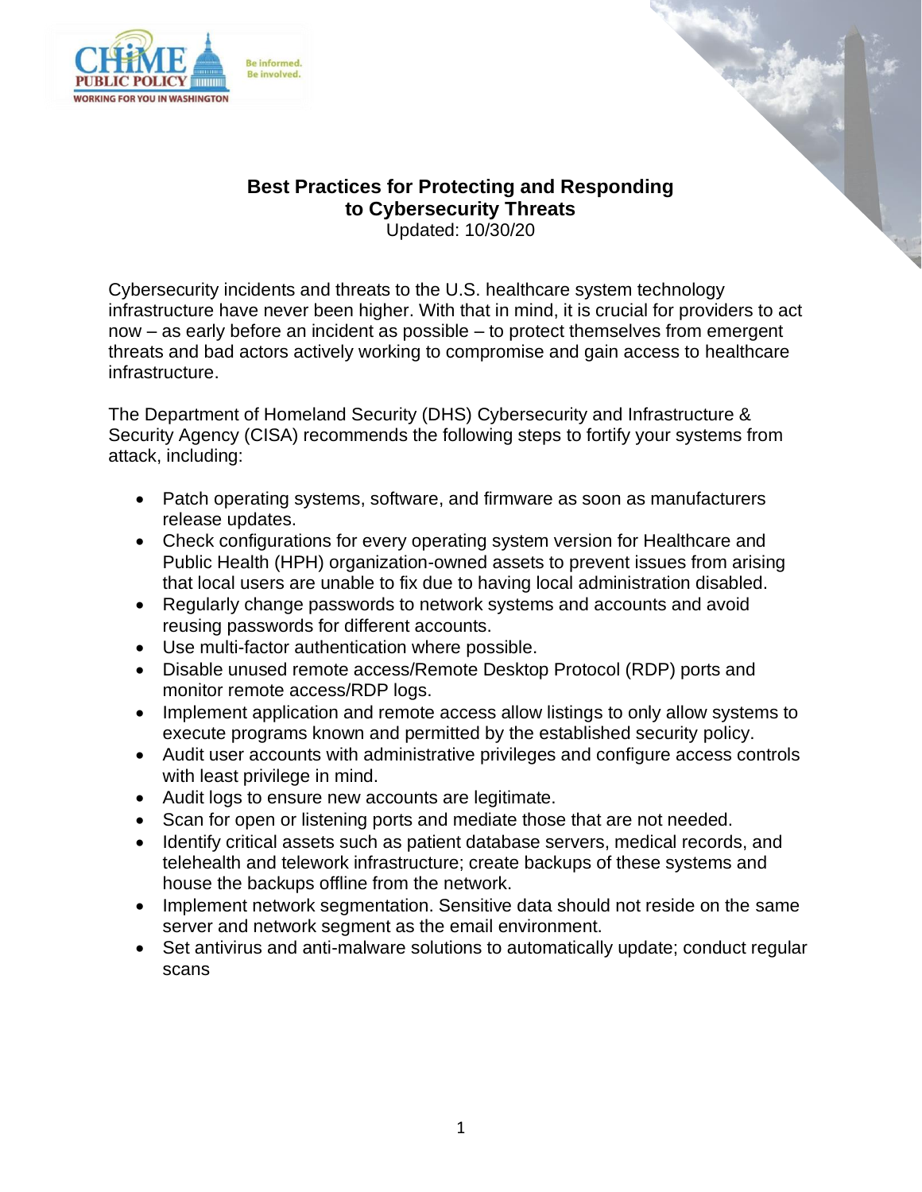# Best Practices for Protecting and Responding to Cybersecurity Threats

Updated: 10/30/20

Cybersecurity incidents and threats to the U.S. healthcare system technology infrastructure have never been higher. With that in mind, it is crucial for providers to act now – as early before an incident as possible – to protect themselves from emergent threats and bad actors actively working to compromise and gain access to healthcare infrastructure.

The Department of Homeland Security (DHS) Cybersecurity and Infrastructure & Security Agency (CISA) recommends the following steps to fortify your systems from attack, including:

- Patch operating systems, software, and firmware as soon as manufacturers release updates.
- Check configurations for every operating system version for Healthcare and Public Health (HPH) organization-owned assets to prevent issues from arising that local users are unable to fix due to having local administration disabled.
- Regularly change passwords to network systems and accounts and avoid reusing passwords for different accounts.
- Use multi-factor authentication where possible.
- Disable unused remote access/Remote Desktop Protocol (RDP) ports and monitor remote access/RDP logs.
- Implement application and remote access allow listings to only allow systems to execute programs known and permitted by the established security policy.
- Audit user accounts with administrative privileges and configure access controls with least privilege in mind.
- Audit logs to ensure new accounts are legitimate.
- Scan for open or listening ports and mediate those that are not needed.
- Identify critical assets such as patient database servers, medical records, and telehealth and telework infrastructure; create backups of these systems and house the backups offline from the network.
- Implement network segmentation. Sensitive data should not reside on the same server and network segment as the email environment.
- Set antivirus and anti-malware solutions to automatically update; conduct regular scans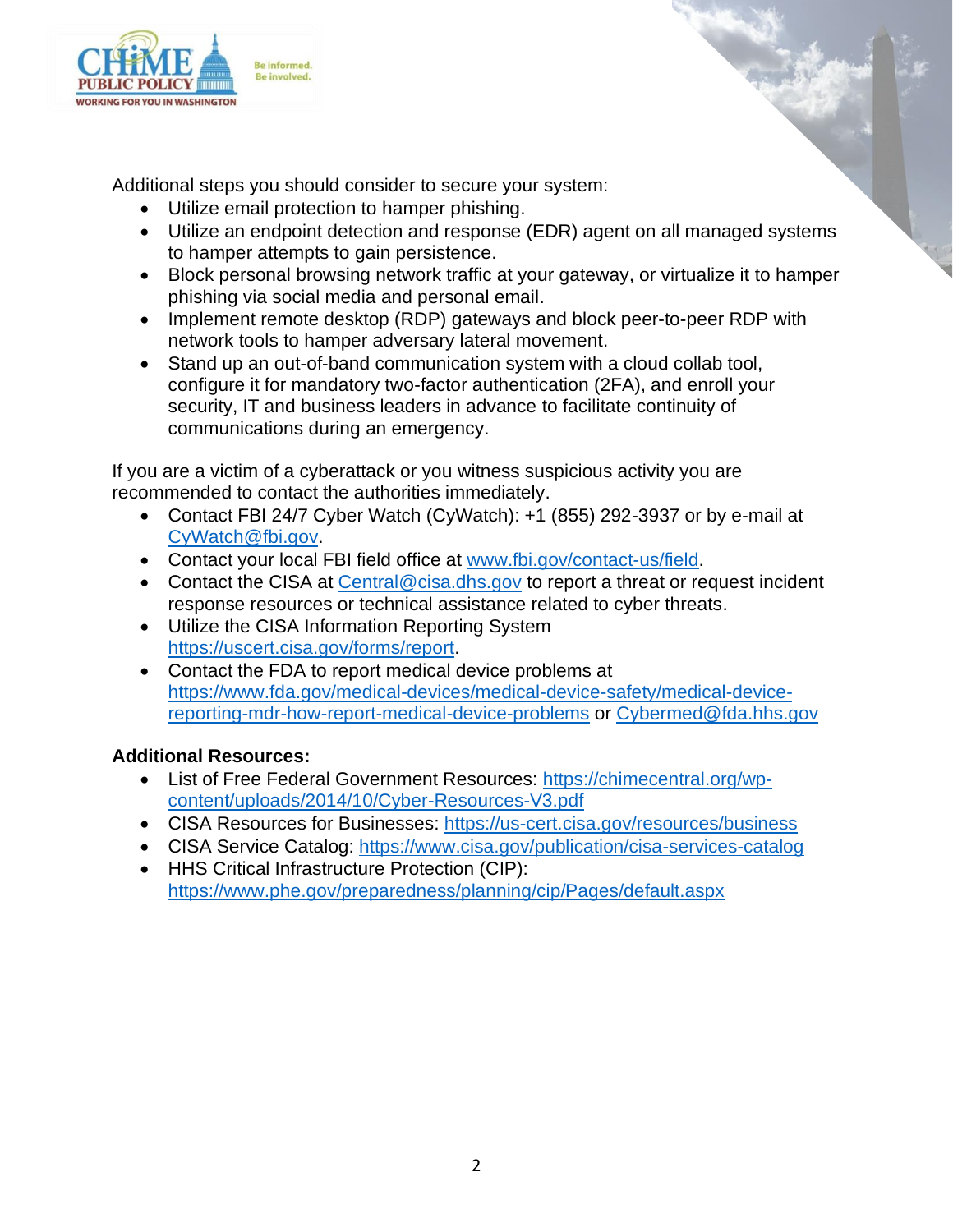Additional steps you should consider to secure your system:

- Utilize email protection to hamper phishing.
- Utilize an endpoint detection and response (EDR) agent on all managed systems to hamper attempts to gain persistence.
- Block personal browsing network traffic at your gateway, or virtualize it to hamper phishing via social media and personal email.
- Implement remote desktop (RDP) gateways and block peer-to-peer RDP with network tools to hamper adversary lateral movement.
- Stand up an out-of-band communication system with a cloud collab tool, configure it for mandatory two-factor authentication (2FA), and enroll your security, IT and business leaders in advance to facilitate continuity of communications during an emergency.

If you are a victim of a cyberattack or you witness suspicious activity you are recommended to contact the authorities immediately.

- Contact FBI 24/7 Cyber Watch (CyWatch): +1 (855) 292-3937 or by e-mail at CyWatch@fbi.gov.
- Contact your local FBI field office at www.fbi.gov/contact-us/field.
- Contact the CISA at Central@cisa.dhs.gov to report a threat or request incident response resources or technical assistance related to cyber threats.
- Utilize the CISA Information Reporting System https://uscert.cisa.gov/forms/report.
- Contact the FDA to report medical device problems at https://www.fda.gov/medical-devices/medical-device-safety/medical-device-reporting-mdr-how-report-medical-device-problems or Cybermed@fda.hhs.gov

**Additional Resources:**

- List of Free Federal Government Resources: https://chimecentral.org/wp-content/uploads/2014/10/Cyber-Resources-V3.pdf
- CISA Resources for Businesses: https://us-cert.cisa.gov/resources/business
- CISA Service Catalog: https://www.cisa.gov/publication/cisa-services-catalog
- HHS Critical Infrastructure Protection (CIP): https://www.phe.gov/preparedness/planning/cip/Pages/default.aspx